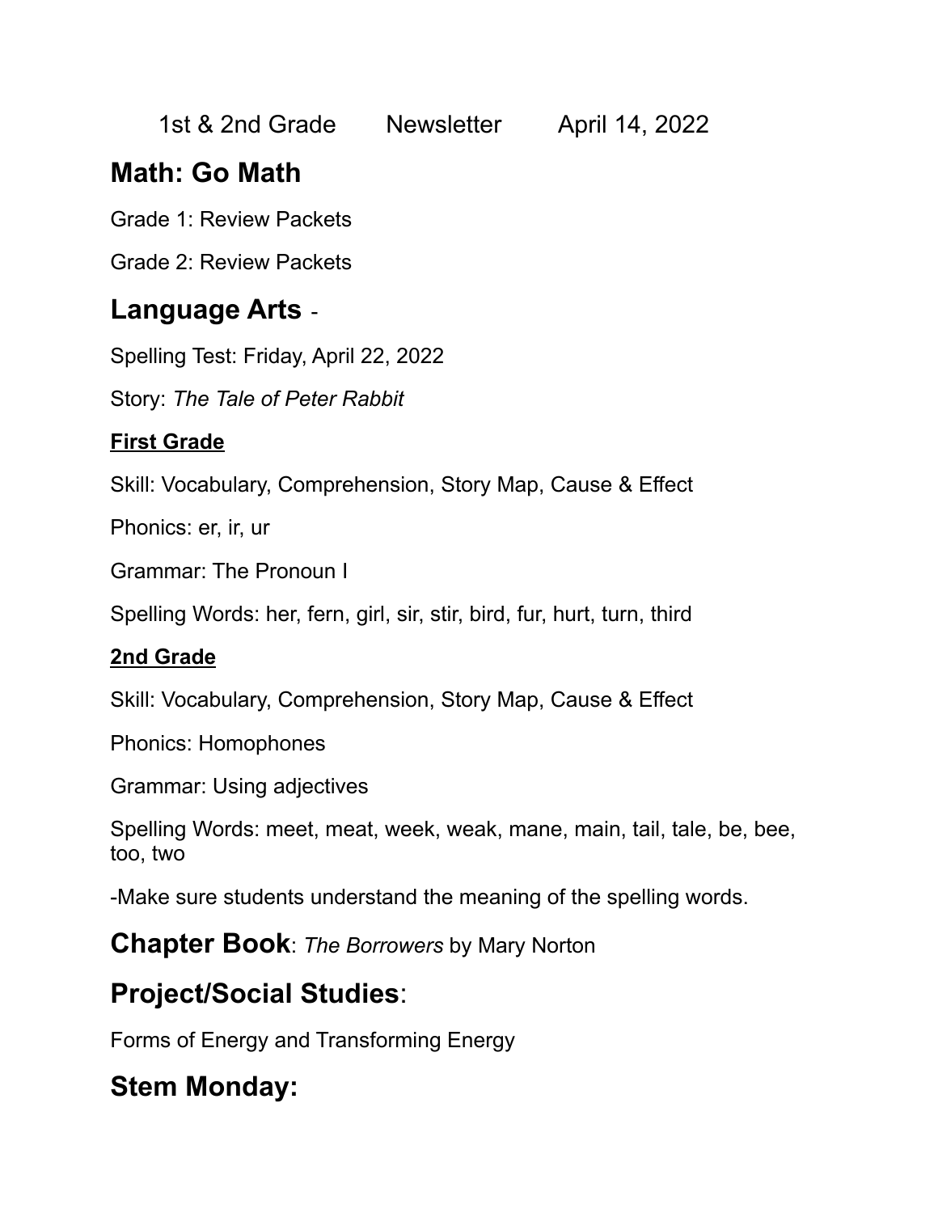1st & 2nd Grade Newsletter April 14, 2022

## Math: Go Math

Grade 1: Review Packets

Grade 2: Review Packets

## Language Arts -

Spelling Test: Friday, April 22, 2022

Story: *The Tale of Peter Rabbit*

**First Grade**

Skill: Vocabulary, Comprehension, Story Map, Cause & Effect

Phonics: er, ir, ur

Grammar: The Pronoun I

Spelling Words: her, fern, girl, sir, stir, bird, fur, hurt, turn, third

**2nd Grade**

Skill: Vocabulary, Comprehension, Story Map, Cause & Effect

Phonics: Homophones

Grammar: Using adjectives

Spelling Words: meet, meat, week, weak, mane, main, tail, tale, be, bee, too, two

-Make sure students understand the meaning of the spelling words.

## Chapter Book: *The Borrowers* by Mary Norton

## Project/Social Studies:

Forms of Energy and Transforming Energy

## Stem Monday: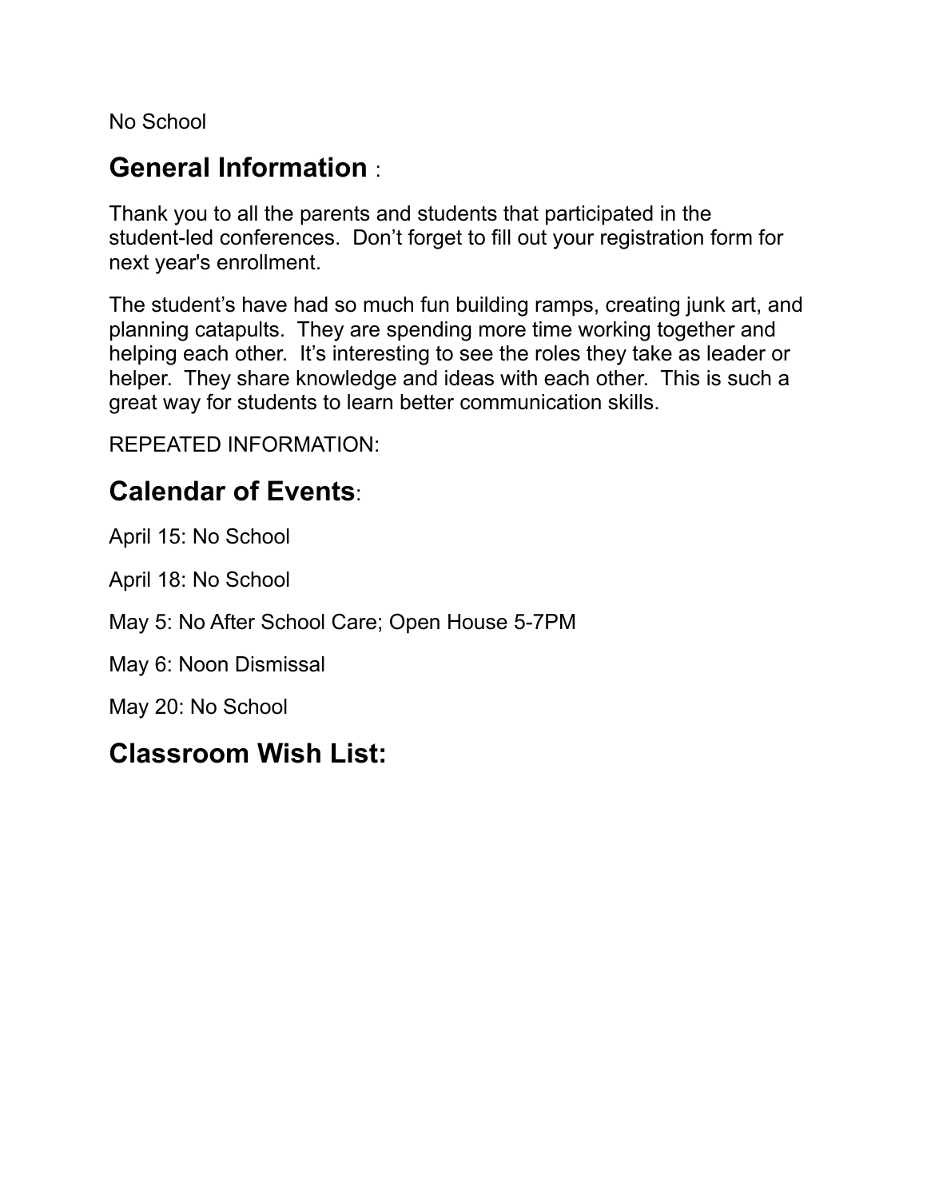No School

## General Information :

Thank you to all the parents and students that participated in the student-led conferences.  Don't forget to fill out your registration form for next year's enrollment.

The student's have had so much fun building ramps, creating junk art, and planning catapults.  They are spending more time working together and helping each other.  It's interesting to see the roles they take as leader or helper.  They share knowledge and ideas with each other.  This is such a great way for students to learn better communication skills.

REPEATED INFORMATION:

## Calendar of Events:

April 15: No School

April 18: No School

May 5: No After School Care; Open House 5-7PM

May 6: Noon Dismissal

May 20: No School

## Classroom Wish List: